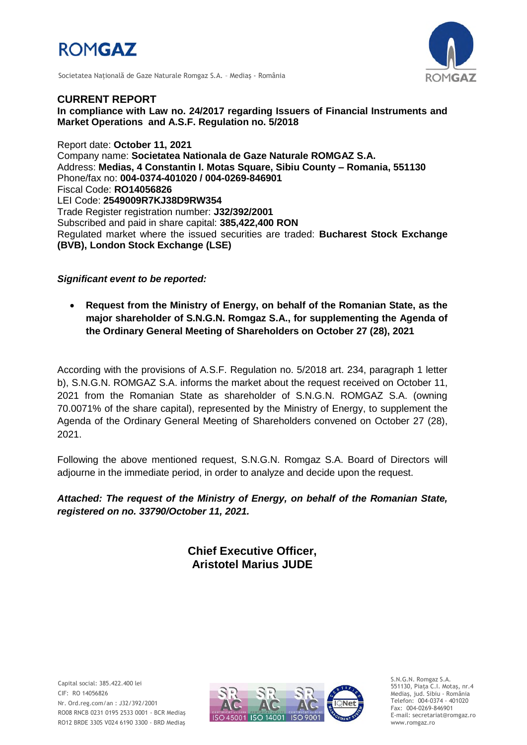ROMGAZ

Societatea Naţională de Gaze Naturale Romgaz S.A. – Mediaş - România

## CURRENT REPORT

**In compliance with Law no. 24/2017 regarding Issuers of Financial Instruments and Market Operations and A.S.F. Regulation no. 5/2018**

Report date: **October 11, 2021**
Company name: **Societatea Nationala de Gaze Naturale ROMGAZ S.A.**
Address: **Medias, 4 Constantin I. Motas Square, Sibiu County – Romania, 551130**
Phone/fax no: **004-0374-401020 / 004-0269-846901**
Fiscal Code: **RO14056826**
LEI Code: **2549009R7KJ38D9RW354**
Trade Register registration number: **J32/392/2001**
Subscribed and paid in share capital: **385,422,400 RON**
Regulated market where the issued securities are traded: **Bucharest Stock Exchange (BVB), London Stock Exchange (LSE)**

***Significant event to be reported:***

- **Request from the Ministry of Energy, on behalf of the Romanian State, as the major shareholder of S.N.G.N. Romgaz S.A., for supplementing the Agenda of the Ordinary General Meeting of Shareholders on October 27 (28), 2021**

According with the provisions of A.S.F. Regulation no. 5/2018 art. 234, paragraph 1 letter b), S.N.G.N. ROMGAZ S.A. informs the market about the request received on October 11, 2021 from the Romanian State as shareholder of S.N.G.N. ROMGAZ S.A. (owning 70.0071% of the share capital), represented by the Ministry of Energy, to supplement the Agenda of the Ordinary General Meeting of Shareholders convened on October 27 (28), 2021.

Following the above mentioned request, S.N.G.N. Romgaz S.A. Board of Directors will adjourne in the immediate period, in order to analyze and decide upon the request.

***Attached: The request of the Ministry of Energy, on behalf of the Romanian State, registered on no. 33790/October 11, 2021.***

**Chief Executive Officer,**
**Aristotel Marius JUDE**

Capital social: 385.422.400 lei
CIF: RO 14056826
Nr. Ord.reg.com/an : J32/392/2001
RO08 RNCB 0231 0195 2533 0001 - BCR Mediaş
RO12 BRDE 330S V024 6190 3300 - BRD Mediaş

ISO 45001 ISO 14001 ISO 9001

S.N.G.N. Romgaz S.A.
551130, Piaţa C.I. Motaş, nr.4
Mediaş, jud. Sibiu - România
Telefon: 004-0374 - 401020
Fax: 004-0269-846901
E-mail: secretariat@romgaz.ro
www.romgaz.ro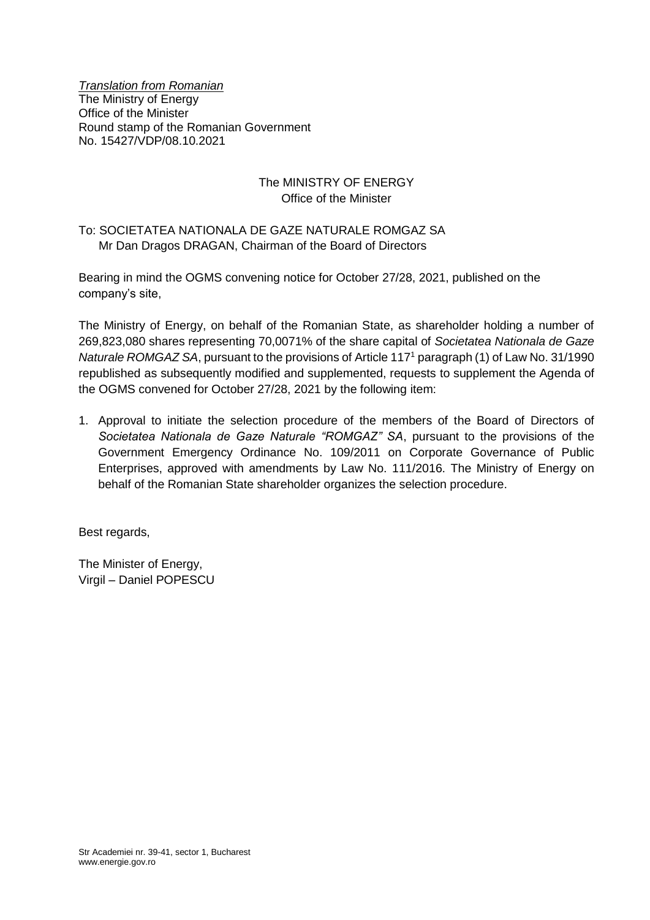*Translation from Romanian*
The Ministry of Energy
Office of the Minister
Round stamp of the Romanian Government
No. 15427/VDP/08.10.2021

The MINISTRY OF ENERGY
Office of the Minister

To: SOCIETATEA NATIONALA DE GAZE NATURALE ROMGAZ SA
Mr Dan Dragos DRAGAN, Chairman of the Board of Directors

Bearing in mind the OGMS convening notice for October 27/28, 2021, published on the company's site,

The Ministry of Energy, on behalf of the Romanian State, as shareholder holding a number of 269,823,080 shares representing 70,0071% of the share capital of *Societatea Nationala de Gaze Naturale ROMGAZ SA*, pursuant to the provisions of Article 117[1] paragraph (1) of Law No. 31/1990 republished as subsequently modified and supplemented, requests to supplement the Agenda of the OGMS convened for October 27/28, 2021 by the following item:

1. Approval to initiate the selection procedure of the members of the Board of Directors of *Societatea Nationala de Gaze Naturale "ROMGAZ" SA*, pursuant to the provisions of the Government Emergency Ordinance No. 109/2011 on Corporate Governance of Public Enterprises, approved with amendments by Law No. 111/2016. The Ministry of Energy on behalf of the Romanian State shareholder organizes the selection procedure.

Best regards,

The Minister of Energy,
Virgil – Daniel POPESCU

Str Academiei nr. 39-41, sector 1, Bucharest
www.energie.gov.ro